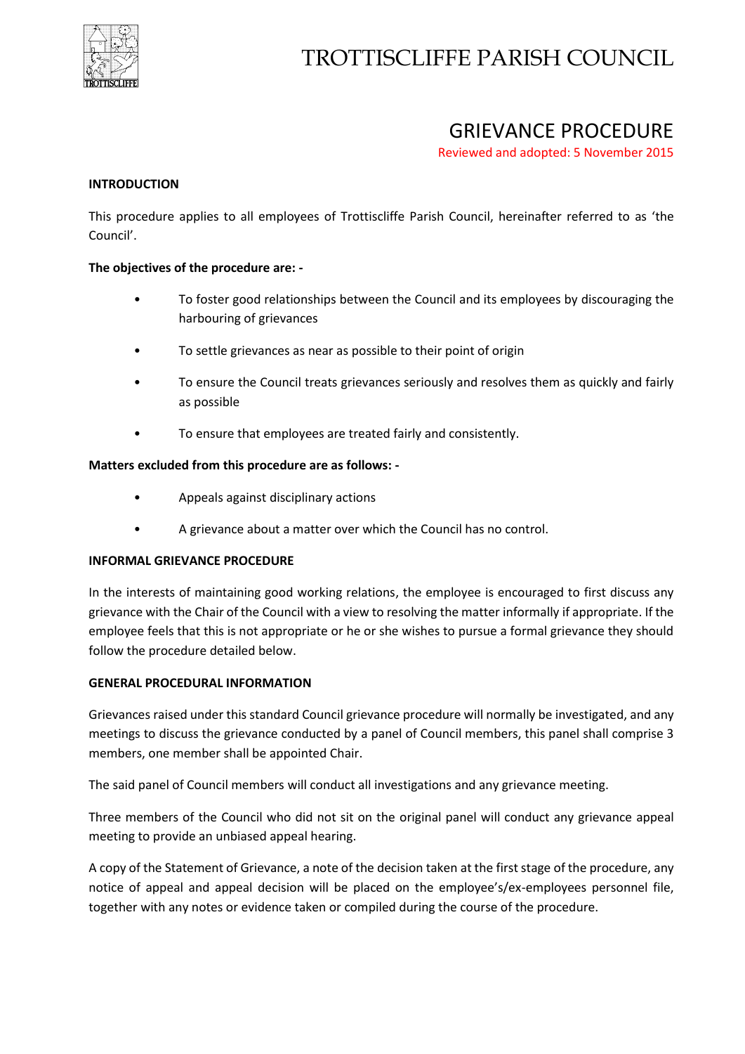# TROTTISCLIFFE PARISH COUNCIL

## GRIEVANCE PROCEDURE

Reviewed and adopted: 5 November 2015

**INTRODUCTION**

This procedure applies to all employees of Trottiscliffe Parish Council, hereinafter referred to as 'the Council'.

**The objectives of the procedure are: -**

- To foster good relationships between the Council and its employees by discouraging the harbouring of grievances
- To settle grievances as near as possible to their point of origin
- To ensure the Council treats grievances seriously and resolves them as quickly and fairly as possible
- To ensure that employees are treated fairly and consistently.

**Matters excluded from this procedure are as follows: -**

- Appeals against disciplinary actions
- A grievance about a matter over which the Council has no control.

**INFORMAL GRIEVANCE PROCEDURE**

In the interests of maintaining good working relations, the employee is encouraged to first discuss any grievance with the Chair of the Council with a view to resolving the matter informally if appropriate. If the employee feels that this is not appropriate or he or she wishes to pursue a formal grievance they should follow the procedure detailed below.

**GENERAL PROCEDURAL INFORMATION**

Grievances raised under this standard Council grievance procedure will normally be investigated, and any meetings to discuss the grievance conducted by a panel of Council members, this panel shall comprise 3 members, one member shall be appointed Chair.

The said panel of Council members will conduct all investigations and any grievance meeting.

Three members of the Council who did not sit on the original panel will conduct any grievance appeal meeting to provide an unbiased appeal hearing.

A copy of the Statement of Grievance, a note of the decision taken at the first stage of the procedure, any notice of appeal and appeal decision will be placed on the employee's/ex-employees personnel file, together with any notes or evidence taken or compiled during the course of the procedure.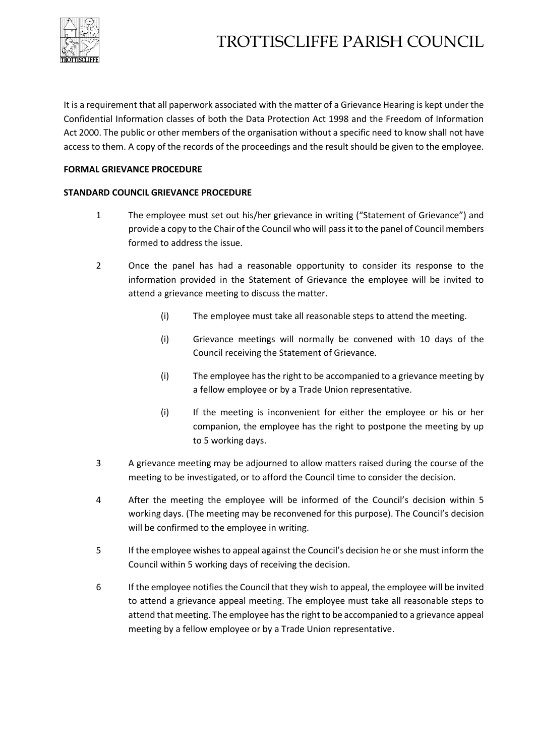It is a requirement that all paperwork associated with the matter of a Grievance Hearing is kept under the Confidential Information classes of both the Data Protection Act 1998 and the Freedom of Information Act 2000. The public or other members of the organisation without a specific need to know shall not have access to them. A copy of the records of the proceedings and the result should be given to the employee.

**FORMAL GRIEVANCE PROCEDURE**

**STANDARD COUNCIL GRIEVANCE PROCEDURE**

1. The employee must set out his/her grievance in writing ("Statement of Grievance") and provide a copy to the Chair of the Council who will pass it to the panel of Council members formed to address the issue.

2. Once the panel has had a reasonable opportunity to consider its response to the information provided in the Statement of Grievance the employee will be invited to attend a grievance meeting to discuss the matter.

   (i) The employee must take all reasonable steps to attend the meeting.

   (i) Grievance meetings will normally be convened with 10 days of the Council receiving the Statement of Grievance.

   (i) The employee has the right to be accompanied to a grievance meeting by a fellow employee or by a Trade Union representative.

   (i) If the meeting is inconvenient for either the employee or his or her companion, the employee has the right to postpone the meeting by up to 5 working days.

3. A grievance meeting may be adjourned to allow matters raised during the course of the meeting to be investigated, or to afford the Council time to consider the decision.

4. After the meeting the employee will be informed of the Council's decision within 5 working days. (The meeting may be reconvened for this purpose). The Council's decision will be confirmed to the employee in writing.

5. If the employee wishes to appeal against the Council's decision he or she must inform the Council within 5 working days of receiving the decision.

6. If the employee notifies the Council that they wish to appeal, the employee will be invited to attend a grievance appeal meeting. The employee must take all reasonable steps to attend that meeting. The employee has the right to be accompanied to a grievance appeal meeting by a fellow employee or by a Trade Union representative.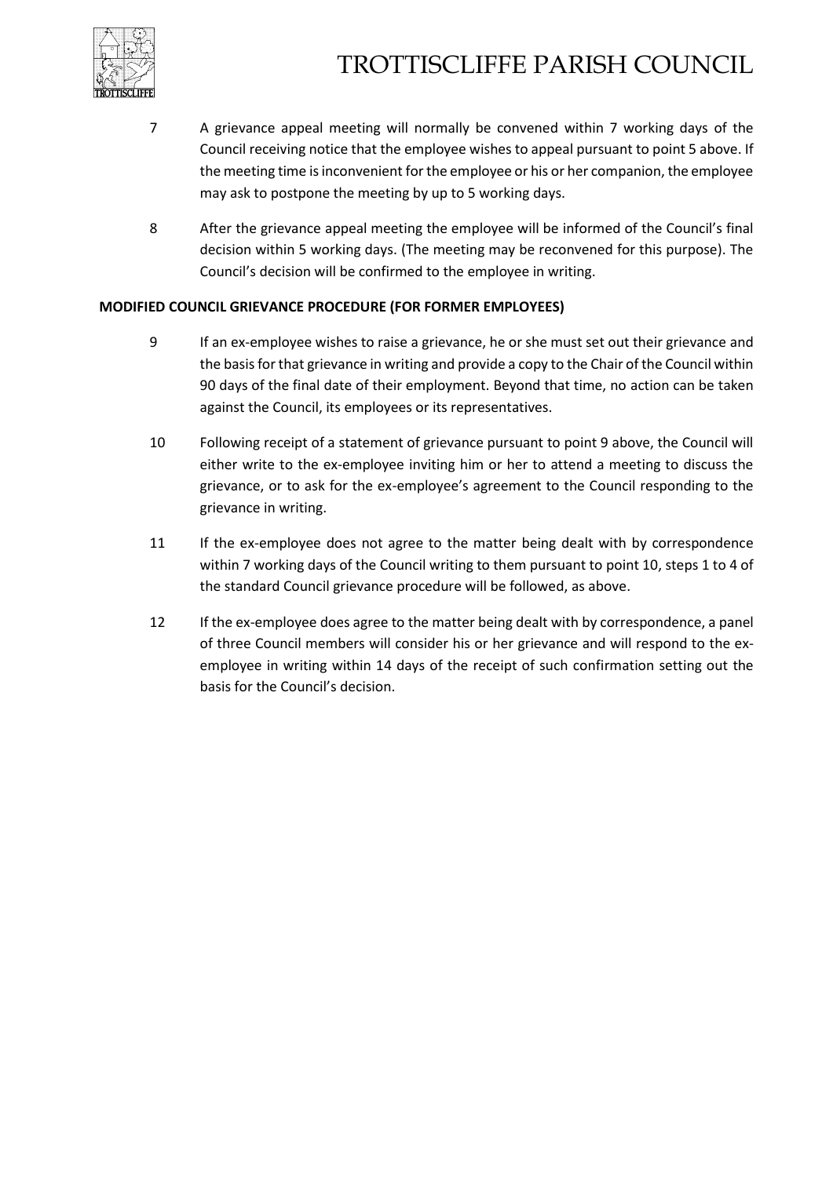7 A grievance appeal meeting will normally be convened within 7 working days of the Council receiving notice that the employee wishes to appeal pursuant to point 5 above. If the meeting time is inconvenient for the employee or his or her companion, the employee may ask to postpone the meeting by up to 5 working days.

8 After the grievance appeal meeting the employee will be informed of the Council's final decision within 5 working days. (The meeting may be reconvened for this purpose). The Council's decision will be confirmed to the employee in writing.

**MODIFIED COUNCIL GRIEVANCE PROCEDURE (FOR FORMER EMPLOYEES)**

9 If an ex-employee wishes to raise a grievance, he or she must set out their grievance and the basis for that grievance in writing and provide a copy to the Chair of the Council within 90 days of the final date of their employment. Beyond that time, no action can be taken against the Council, its employees or its representatives.

10 Following receipt of a statement of grievance pursuant to point 9 above, the Council will either write to the ex-employee inviting him or her to attend a meeting to discuss the grievance, or to ask for the ex-employee's agreement to the Council responding to the grievance in writing.

11 If the ex-employee does not agree to the matter being dealt with by correspondence within 7 working days of the Council writing to them pursuant to point 10, steps 1 to 4 of the standard Council grievance procedure will be followed, as above.

12 If the ex-employee does agree to the matter being dealt with by correspondence, a panel of three Council members will consider his or her grievance and will respond to the ex-employee in writing within 14 days of the receipt of such confirmation setting out the basis for the Council's decision.